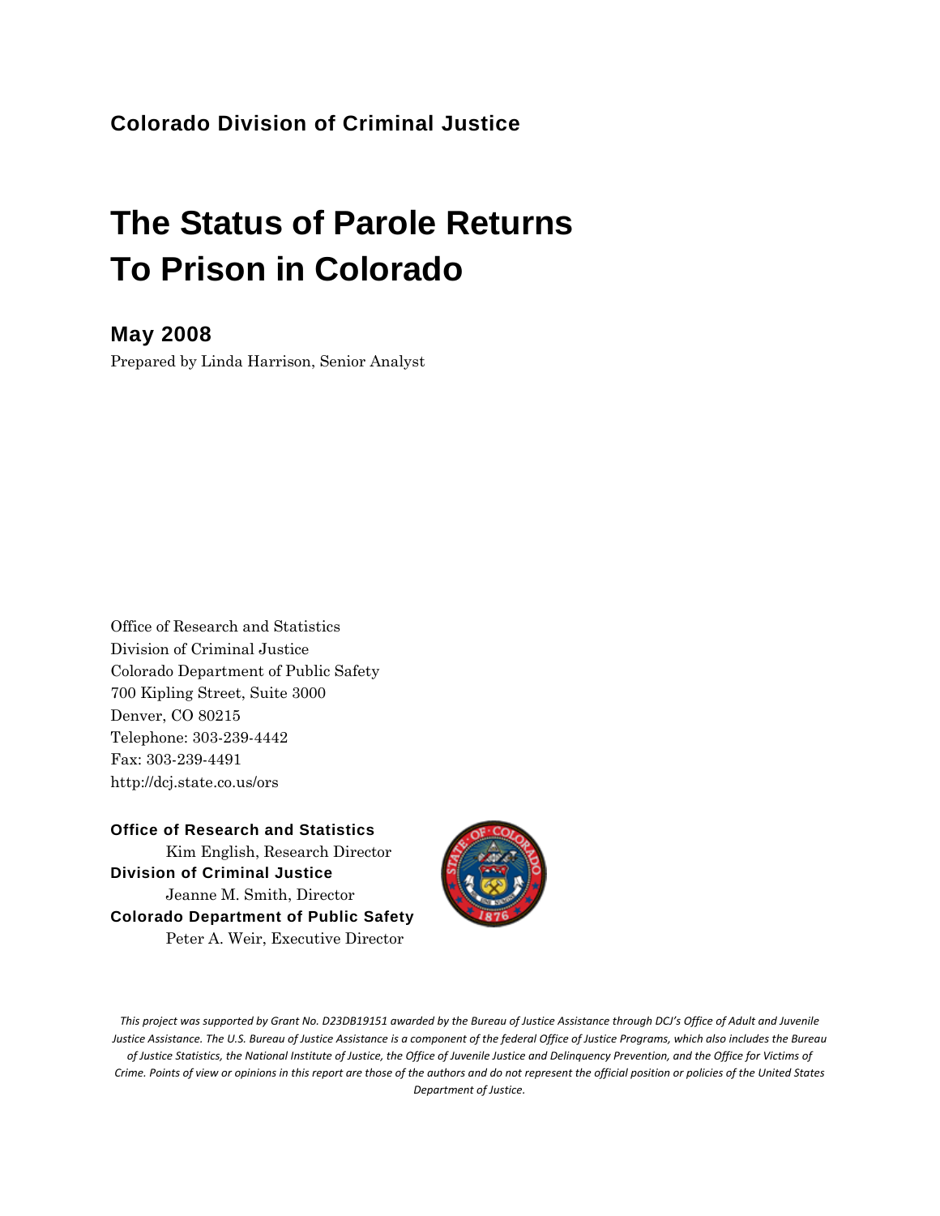**Colorado Division of Criminal Justice**

# The Status of Parole Returns To Prison in Colorado

## May 2008

Prepared by Linda Harrison, Senior Analyst

Office of Research and Statistics
Division of Criminal Justice
Colorado Department of Public Safety
700 Kipling Street, Suite 3000
Denver, CO 80215
Telephone: 303-239-4442
Fax: 303-239-4491
http://dcj.state.co.us/ors

**Office of Research and Statistics**
Kim English, Research Director
**Division of Criminal Justice**
Jeanne M. Smith, Director
**Colorado Department of Public Safety**
Peter A. Weir, Executive Director

*This project was supported by Grant No. D23DB19151 awarded by the Bureau of Justice Assistance through DCJ's Office of Adult and Juvenile Justice Assistance. The U.S. Bureau of Justice Assistance is a component of the federal Office of Justice Programs, which also includes the Bureau of Justice Statistics, the National Institute of Justice, the Office of Juvenile Justice and Delinquency Prevention, and the Office for Victims of Crime. Points of view or opinions in this report are those of the authors and do not represent the official position or policies of the United States Department of Justice.*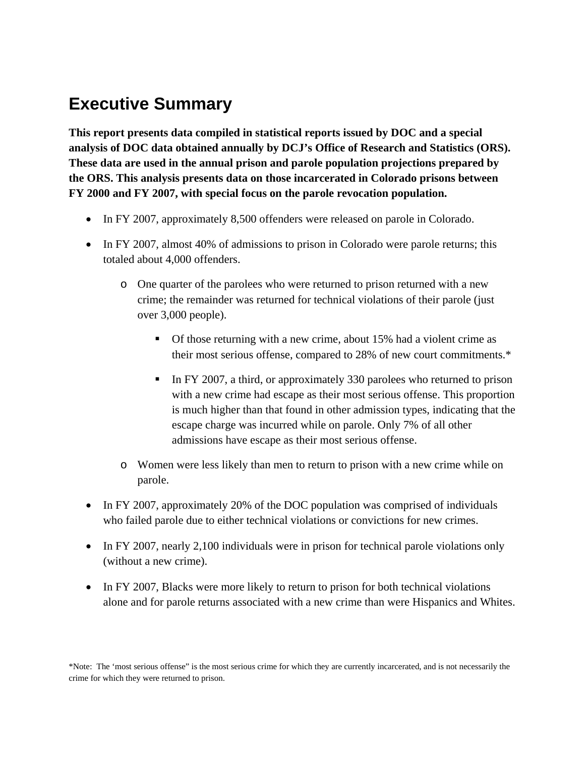# Executive Summary

**This report presents data compiled in statistical reports issued by DOC and a special analysis of DOC data obtained annually by DCJ's Office of Research and Statistics (ORS). These data are used in the annual prison and parole population projections prepared by the ORS. This analysis presents data on those incarcerated in Colorado prisons between FY 2000 and FY 2007, with special focus on the parole revocation population.**

- In FY 2007, approximately 8,500 offenders were released on parole in Colorado.
- In FY 2007, almost 40% of admissions to prison in Colorado were parole returns; this totaled about 4,000 offenders.
    - One quarter of the parolees who were returned to prison returned with a new crime; the remainder was returned for technical violations of their parole (just over 3,000 people).
        - Of those returning with a new crime, about 15% had a violent crime as their most serious offense, compared to 28% of new court commitments.*
        - In FY 2007, a third, or approximately 330 parolees who returned to prison with a new crime had escape as their most serious offense. This proportion is much higher than that found in other admission types, indicating that the escape charge was incurred while on parole. Only 7% of all other admissions have escape as their most serious offense.
    - Women were less likely than men to return to prison with a new crime while on parole.
- In FY 2007, approximately 20% of the DOC population was comprised of individuals who failed parole due to either technical violations or convictions for new crimes.
- In FY 2007, nearly 2,100 individuals were in prison for technical parole violations only (without a new crime).
- In FY 2007, Blacks were more likely to return to prison for both technical violations alone and for parole returns associated with a new crime than were Hispanics and Whites.

*Note: The 'most serious offense" is the most serious crime for which they are currently incarcerated, and is not necessarily the crime for which they were returned to prison.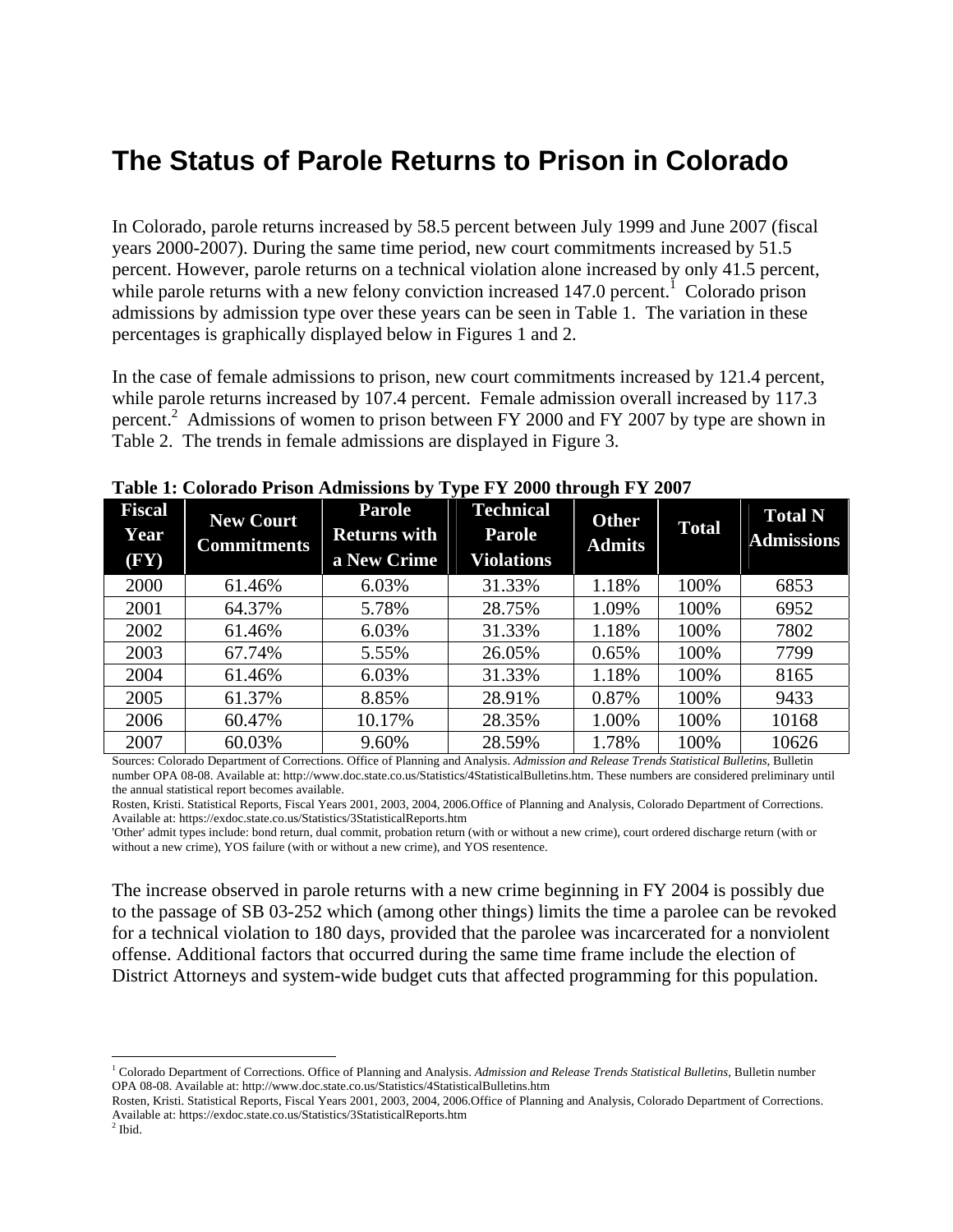# The Status of Parole Returns to Prison in Colorado

In Colorado, parole returns increased by 58.5 percent between July 1999 and June 2007 (fiscal years 2000-2007). During the same time period, new court commitments increased by 51.5 percent. However, parole returns on a technical violation alone increased by only 41.5 percent, while parole returns with a new felony conviction increased 147.0 percent.[1] Colorado prison admissions by admission type over these years can be seen in Table 1. The variation in these percentages is graphically displayed below in Figures 1 and 2.

In the case of female admissions to prison, new court commitments increased by 121.4 percent, while parole returns increased by 107.4 percent. Female admission overall increased by 117.3 percent.[2] Admissions of women to prison between FY 2000 and FY 2007 by type are shown in Table 2. The trends in female admissions are displayed in Figure 3.

**Table 1: Colorado Prison Admissions by Type FY 2000 through FY 2007**

| Fiscal Year (FY) | New Court Commitments | Parole Returns with a New Crime | Technical Parole Violations | Other Admits | Total | Total N Admissions |
|---|---|---|---|---|---|---|
| 2000 | 61.46% | 6.03% | 31.33% | 1.18% | 100% | 6853 |
| 2001 | 64.37% | 5.78% | 28.75% | 1.09% | 100% | 6952 |
| 2002 | 61.46% | 6.03% | 31.33% | 1.18% | 100% | 7802 |
| 2003 | 67.74% | 5.55% | 26.05% | 0.65% | 100% | 7799 |
| 2004 | 61.46% | 6.03% | 31.33% | 1.18% | 100% | 8165 |
| 2005 | 61.37% | 8.85% | 28.91% | 0.87% | 100% | 9433 |
| 2006 | 60.47% | 10.17% | 28.35% | 1.00% | 100% | 10168 |
| 2007 | 60.03% | 9.60% | 28.59% | 1.78% | 100% | 10626 |

Sources: Colorado Department of Corrections. Office of Planning and Analysis. *Admission and Release Trends Statistical Bulletins*, Bulletin number OPA 08-08. Available at: http://www.doc.state.co.us/Statistics/4StatisticalBulletins.htm. These numbers are considered preliminary until the annual statistical report becomes available.

Rosten, Kristi. Statistical Reports, Fiscal Years 2001, 2003, 2004, 2006.Office of Planning and Analysis, Colorado Department of Corrections. Available at: https://exdoc.state.co.us/Statistics/3StatisticalReports.htm

'Other' admit types include: bond return, dual commit, probation return (with or without a new crime), court ordered discharge return (with or without a new crime), YOS failure (with or without a new crime), and YOS resentence.

The increase observed in parole returns with a new crime beginning in FY 2004 is possibly due to the passage of SB 03-252 which (among other things) limits the time a parolee can be revoked for a technical violation to 180 days, provided that the parolee was incarcerated for a nonviolent offense. Additional factors that occurred during the same time frame include the election of District Attorneys and system-wide budget cuts that affected programming for this population.

---

[1] Colorado Department of Corrections. Office of Planning and Analysis. *Admission and Release Trends Statistical Bulletins*, Bulletin number OPA 08-08. Available at: http://www.doc.state.co.us/Statistics/4StatisticalBulletins.htm
Rosten, Kristi. Statistical Reports, Fiscal Years 2001, 2003, 2004, 2006.Office of Planning and Analysis, Colorado Department of Corrections. Available at: https://exdoc.state.co.us/Statistics/3StatisticalReports.htm

[2] Ibid.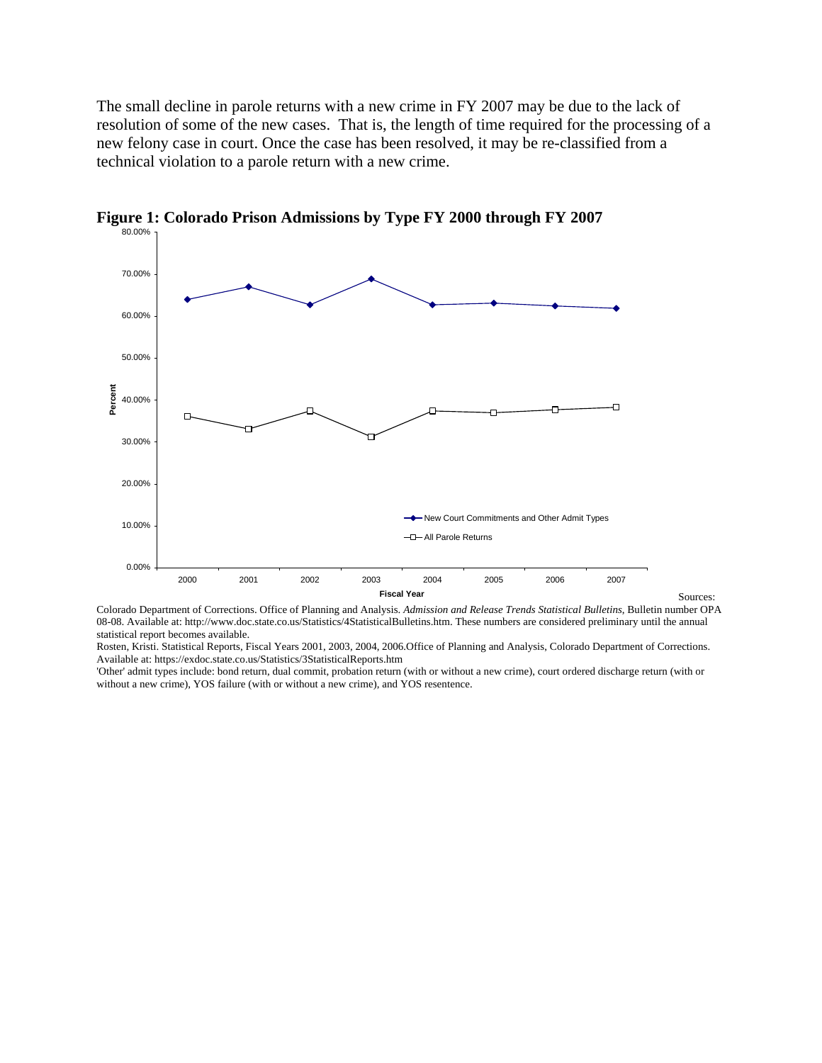The small decline in parole returns with a new crime in FY 2007 may be due to the lack of resolution of some of the new cases. That is, the length of time required for the processing of a new felony case in court. Once the case has been resolved, it may be re-classified from a technical violation to a parole return with a new crime.

**Figure 1: Colorado Prison Admissions by Type FY 2000 through FY 2007**

Sources:
Colorado Department of Corrections. Office of Planning and Analysis. *Admission and Release Trends Statistical Bulletins*, Bulletin number OPA 08-08. Available at: http://www.doc.state.co.us/Statistics/4StatisticalBulletins.htm. These numbers are considered preliminary until the annual statistical report becomes available.

Rosten, Kristi. Statistical Reports, Fiscal Years 2001, 2003, 2004, 2006.Office of Planning and Analysis, Colorado Department of Corrections. Available at: https://exdoc.state.co.us/Statistics/3StatisticalReports.htm

'Other' admit types include: bond return, dual commit, probation return (with or without a new crime), court ordered discharge return (with or without a new crime), YOS failure (with or without a new crime), and YOS resentence.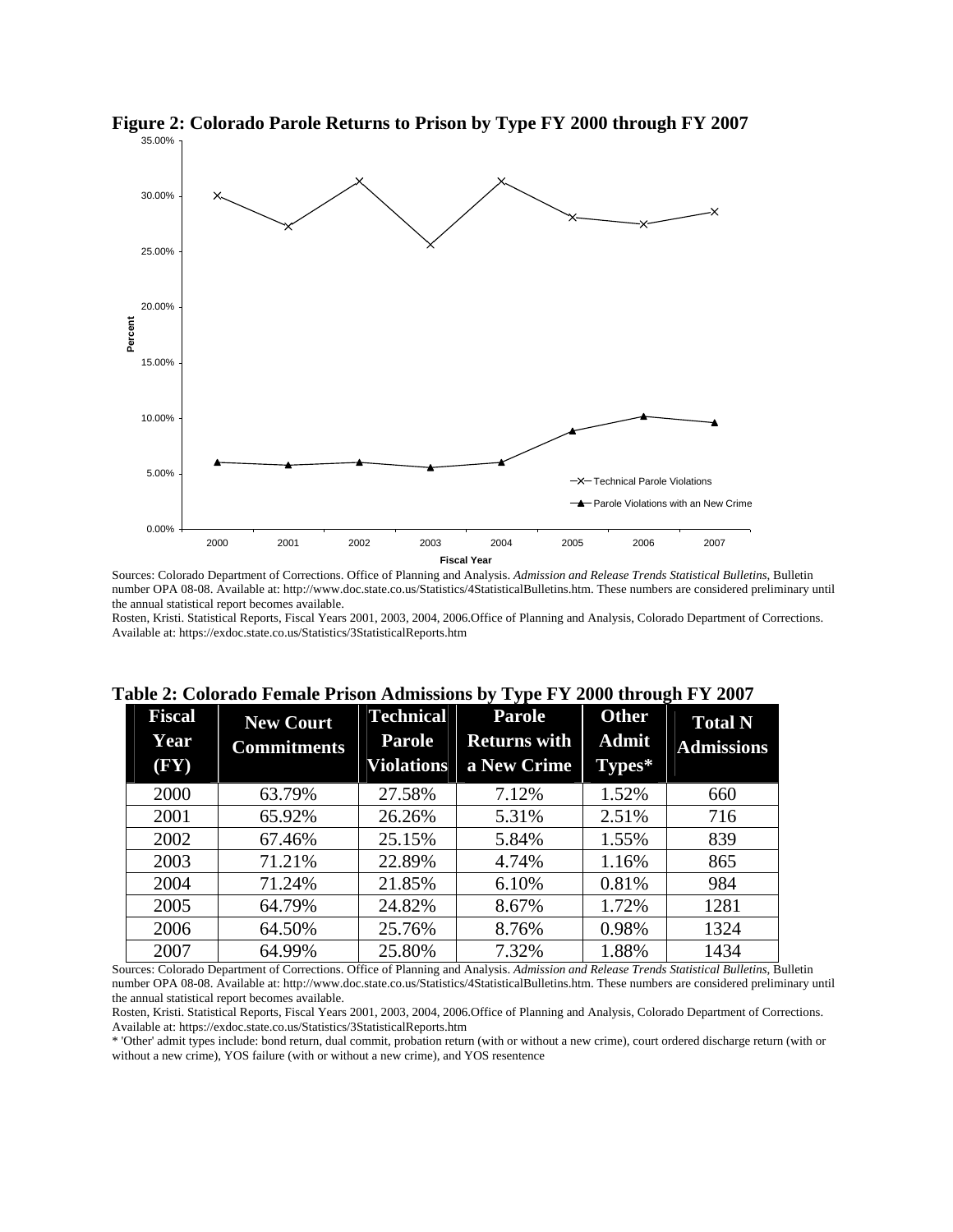**Figure 2: Colorado Parole Returns to Prison by Type FY 2000 through FY 2007**

Sources: Colorado Department of Corrections. Office of Planning and Analysis. *Admission and Release Trends Statistical Bulletins*, Bulletin number OPA 08-08. Available at: http://www.doc.state.co.us/Statistics/4StatisticalBulletins.htm. These numbers are considered preliminary until the annual statistical report becomes available.
Rosten, Kristi. Statistical Reports, Fiscal Years 2001, 2003, 2004, 2006.Office of Planning and Analysis, Colorado Department of Corrections. Available at: https://exdoc.state.co.us/Statistics/3StatisticalReports.htm

**Table 2: Colorado Female Prison Admissions by Type FY 2000 through FY 2007**

| Fiscal Year (FY) | New Court Commitments | Technical Parole Violations | Parole Returns with a New Crime | Other Admit Types* | Total N Admissions |
|---|---|---|---|---|---|
| 2000 | 63.79% | 27.58% | 7.12% | 1.52% | 660 |
| 2001 | 65.92% | 26.26% | 5.31% | 2.51% | 716 |
| 2002 | 67.46% | 25.15% | 5.84% | 1.55% | 839 |
| 2003 | 71.21% | 22.89% | 4.74% | 1.16% | 865 |
| 2004 | 71.24% | 21.85% | 6.10% | 0.81% | 984 |
| 2005 | 64.79% | 24.82% | 8.67% | 1.72% | 1281 |
| 2006 | 64.50% | 25.76% | 8.76% | 0.98% | 1324 |
| 2007 | 64.99% | 25.80% | 7.32% | 1.88% | 1434 |

Sources: Colorado Department of Corrections. Office of Planning and Analysis. *Admission and Release Trends Statistical Bulletins*, Bulletin number OPA 08-08. Available at: http://www.doc.state.co.us/Statistics/4StatisticalBulletins.htm. These numbers are considered preliminary until the annual statistical report becomes available.
Rosten, Kristi. Statistical Reports, Fiscal Years 2001, 2003, 2004, 2006.Office of Planning and Analysis, Colorado Department of Corrections. Available at: https://exdoc.state.co.us/Statistics/3StatisticalReports.htm
* 'Other' admit types include: bond return, dual commit, probation return (with or without a new crime), court ordered discharge return (with or without a new crime), YOS failure (with or without a new crime), and YOS resentence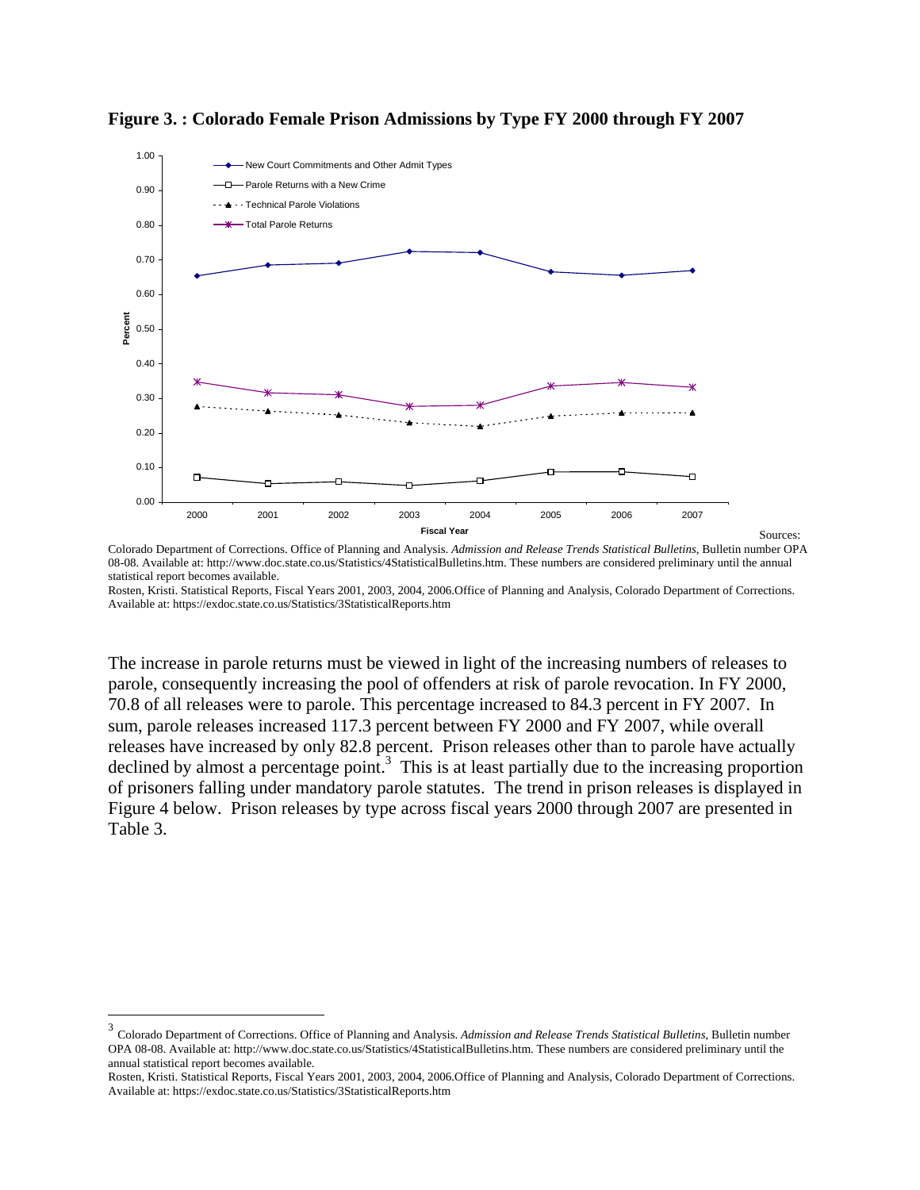**Figure 3. : Colorado Female Prison Admissions by Type FY 2000 through FY 2007**

Sources:

Colorado Department of Corrections. Office of Planning and Analysis. *Admission and Release Trends Statistical Bulletins*, Bulletin number OPA 08-08. Available at: http://www.doc.state.co.us/Statistics/4StatisticalBulletins.htm. These numbers are considered preliminary until the annual statistical report becomes available.

Rosten, Kristi. Statistical Reports, Fiscal Years 2001, 2003, 2004, 2006.Office of Planning and Analysis, Colorado Department of Corrections. Available at: https://exdoc.state.co.us/Statistics/3StatisticalReports.htm

The increase in parole returns must be viewed in light of the increasing numbers of releases to parole, consequently increasing the pool of offenders at risk of parole revocation. In FY 2000, 70.8 of all releases were to parole. This percentage increased to 84.3 percent in FY 2007. In sum, parole releases increased 117.3 percent between FY 2000 and FY 2007, while overall releases have increased by only 82.8 percent. Prison releases other than to parole have actually declined by almost a percentage point.[3] This is at least partially due to the increasing proportion of prisoners falling under mandatory parole statutes. The trend in prison releases is displayed in Figure 4 below. Prison releases by type across fiscal years 2000 through 2007 are presented in Table 3.

[3] Colorado Department of Corrections. Office of Planning and Analysis. *Admission and Release Trends Statistical Bulletins*, Bulletin number OPA 08-08. Available at: http://www.doc.state.co.us/Statistics/4StatisticalBulletins.htm. These numbers are considered preliminary until the annual statistical report becomes available.

Rosten, Kristi. Statistical Reports, Fiscal Years 2001, 2003, 2004, 2006.Office of Planning and Analysis, Colorado Department of Corrections. Available at: https://exdoc.state.co.us/Statistics/3StatisticalReports.htm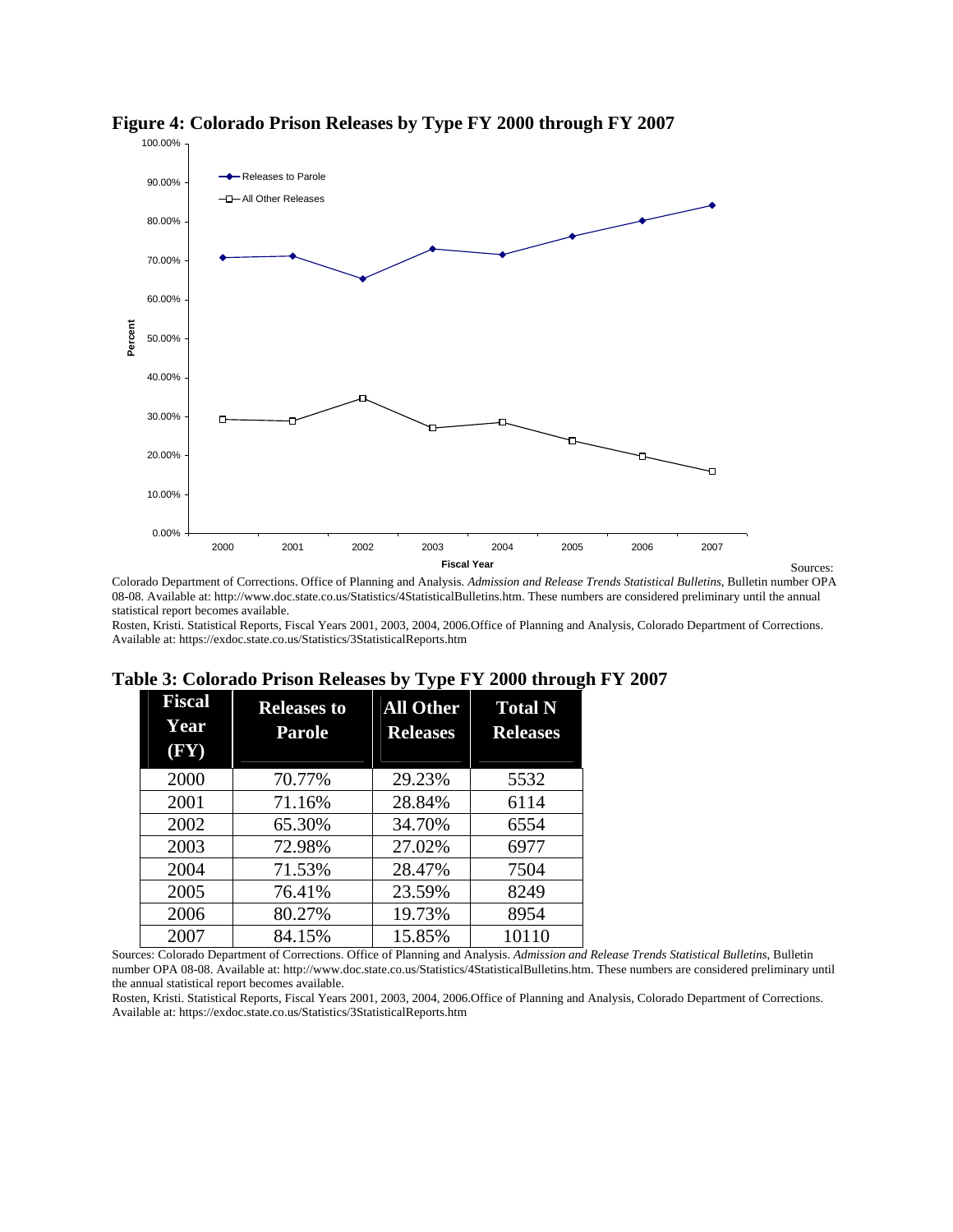**Figure 4: Colorado Prison Releases by Type FY 2000 through FY 2007**

Sources: Colorado Department of Corrections. Office of Planning and Analysis. *Admission and Release Trends Statistical Bulletins*, Bulletin number OPA 08-08. Available at: http://www.doc.state.co.us/Statistics/4StatisticalBulletins.htm. These numbers are considered preliminary until the annual statistical report becomes available.

Rosten, Kristi. Statistical Reports, Fiscal Years 2001, 2003, 2004, 2006.Office of Planning and Analysis, Colorado Department of Corrections. Available at: https://exdoc.state.co.us/Statistics/3StatisticalReports.htm

**Table 3: Colorado Prison Releases by Type FY 2000 through FY 2007**

| Fiscal Year (FY) | Releases to Parole | All Other Releases | Total N Releases |
|---|---|---|---|
| 2000 | 70.77% | 29.23% | 5532 |
| 2001 | 71.16% | 28.84% | 6114 |
| 2002 | 65.30% | 34.70% | 6554 |
| 2003 | 72.98% | 27.02% | 6977 |
| 2004 | 71.53% | 28.47% | 7504 |
| 2005 | 76.41% | 23.59% | 8249 |
| 2006 | 80.27% | 19.73% | 8954 |
| 2007 | 84.15% | 15.85% | 10110 |

Sources: Colorado Department of Corrections. Office of Planning and Analysis. *Admission and Release Trends Statistical Bulletins*, Bulletin number OPA 08-08. Available at: http://www.doc.state.co.us/Statistics/4StatisticalBulletins.htm. These numbers are considered preliminary until the annual statistical report becomes available.

Rosten, Kristi. Statistical Reports, Fiscal Years 2001, 2003, 2004, 2006.Office of Planning and Analysis, Colorado Department of Corrections. Available at: https://exdoc.state.co.us/Statistics/3StatisticalReports.htm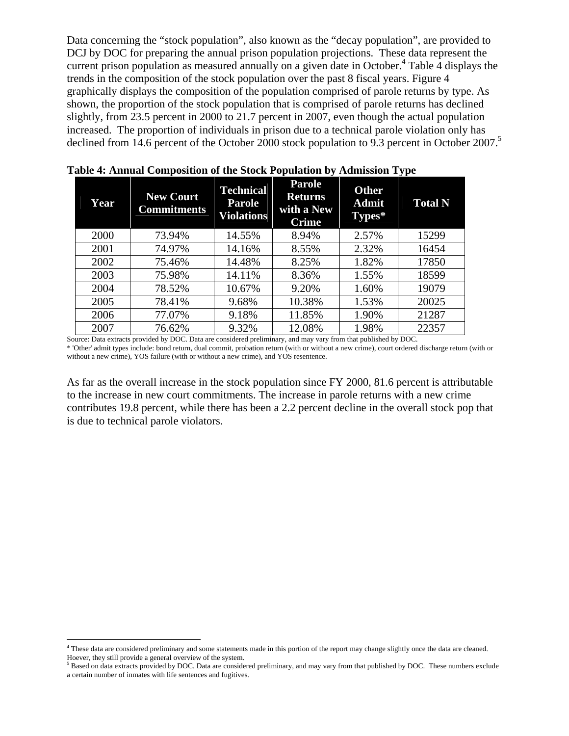Data concerning the "stock population", also known as the "decay population", are provided to DCJ by DOC for preparing the annual prison population projections. These data represent the current prison population as measured annually on a given date in October.[4] Table 4 displays the trends in the composition of the stock population over the past 8 fiscal years. Figure 4 graphically displays the composition of the population comprised of parole returns by type. As shown, the proportion of the stock population that is comprised of parole returns has declined slightly, from 23.5 percent in 2000 to 21.7 percent in 2007, even though the actual population increased. The proportion of individuals in prison due to a technical parole violation only has declined from 14.6 percent of the October 2000 stock population to 9.3 percent in October 2007.[5]

**Table 4: Annual Composition of the Stock Population by Admission Type**

| Year | New Court Commitments | Technical Parole Violations | Parole Returns with a New Crime | Other Admit Types* | Total N |
|---|---|---|---|---|---|
| 2000 | 73.94% | 14.55% | 8.94% | 2.57% | 15299 |
| 2001 | 74.97% | 14.16% | 8.55% | 2.32% | 16454 |
| 2002 | 75.46% | 14.48% | 8.25% | 1.82% | 17850 |
| 2003 | 75.98% | 14.11% | 8.36% | 1.55% | 18599 |
| 2004 | 78.52% | 10.67% | 9.20% | 1.60% | 19079 |
| 2005 | 78.41% | 9.68% | 10.38% | 1.53% | 20025 |
| 2006 | 77.07% | 9.18% | 11.85% | 1.90% | 21287 |
| 2007 | 76.62% | 9.32% | 12.08% | 1.98% | 22357 |

Source: Data extracts provided by DOC. Data are considered preliminary, and may vary from that published by DOC.
* 'Other' admit types include: bond return, dual commit, probation return (with or without a new crime), court ordered discharge return (with or without a new crime), YOS failure (with or without a new crime), and YOS resentence.

As far as the overall increase in the stock population since FY 2000, 81.6 percent is attributable to the increase in new court commitments. The increase in parole returns with a new crime contributes 19.8 percent, while there has been a 2.2 percent decline in the overall stock pop that is due to technical parole violators.

---

[4] These data are considered preliminary and some statements made in this portion of the report may change slightly once the data are cleaned. Hoever, they still provide a general overview of the system.

[5] Based on data extracts provided by DOC. Data are considered preliminary, and may vary from that published by DOC. These numbers exclude a certain number of inmates with life sentences and fugitives.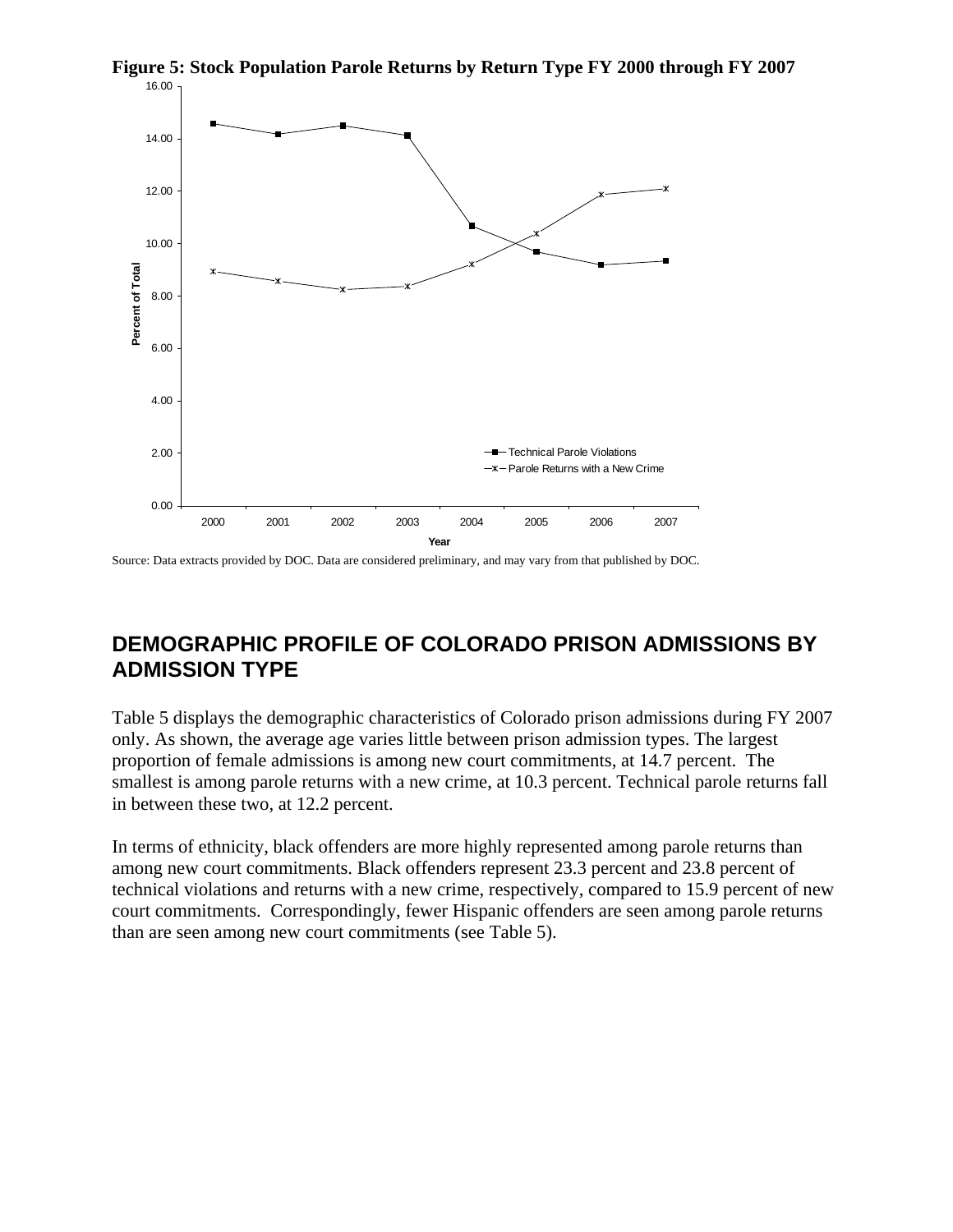**Figure 5: Stock Population Parole Returns by Return Type FY 2000 through FY 2007**

Source: Data extracts provided by DOC. Data are considered preliminary, and may vary from that published by DOC.

## DEMOGRAPHIC PROFILE OF COLORADO PRISON ADMISSIONS BY ADMISSION TYPE

Table 5 displays the demographic characteristics of Colorado prison admissions during FY 2007 only. As shown, the average age varies little between prison admission types. The largest proportion of female admissions is among new court commitments, at 14.7 percent. The smallest is among parole returns with a new crime, at 10.3 percent. Technical parole returns fall in between these two, at 12.2 percent.

In terms of ethnicity, black offenders are more highly represented among parole returns than among new court commitments. Black offenders represent 23.3 percent and 23.8 percent of technical violations and returns with a new crime, respectively, compared to 15.9 percent of new court commitments. Correspondingly, fewer Hispanic offenders are seen among parole returns than are seen among new court commitments (see Table 5).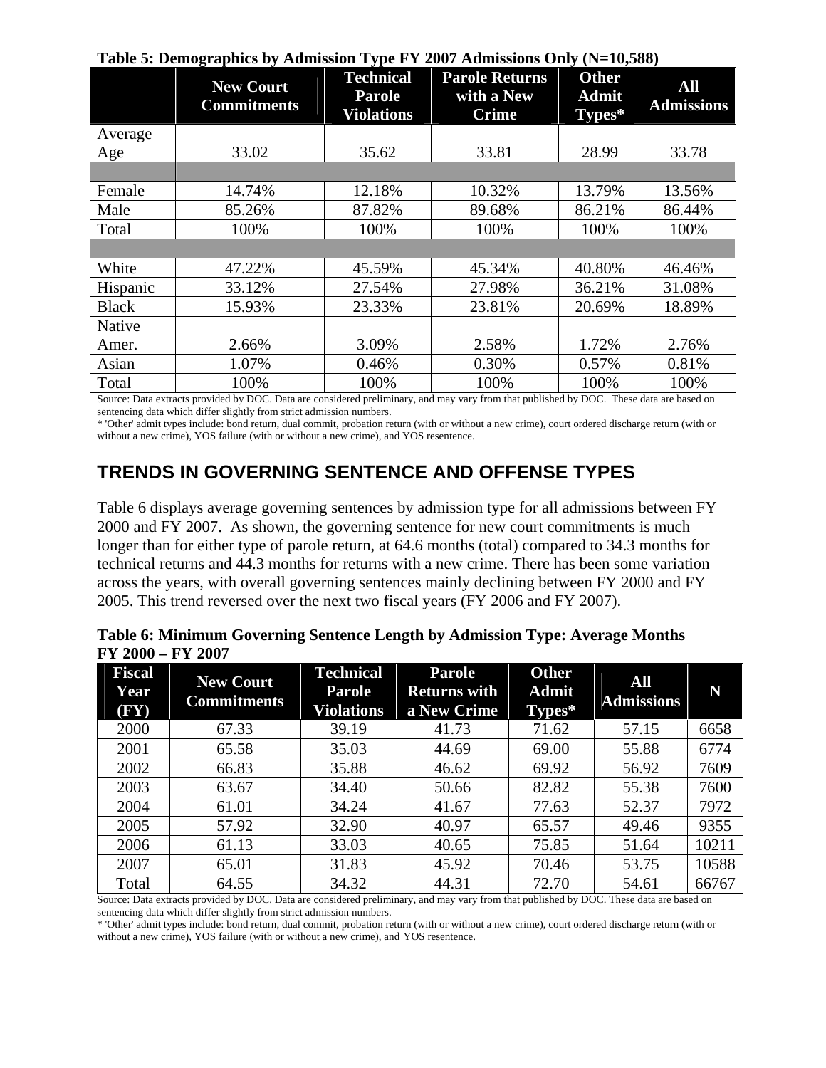**Table 5: Demographics by Admission Type FY 2007 Admissions Only (N=10,588)**

| | New Court Commitments | Technical Parole Violations | Parole Returns with a New Crime | Other Admit Types* | All Admissions |
|---|---|---|---|---|---|
| Average Age | 33.02 | 35.62 | 33.81 | 28.99 | 33.78 |
| | | | | | |
| Female | 14.74% | 12.18% | 10.32% | 13.79% | 13.56% |
| Male | 85.26% | 87.82% | 89.68% | 86.21% | 86.44% |
| Total | 100% | 100% | 100% | 100% | 100% |
| | | | | | |
| White | 47.22% | 45.59% | 45.34% | 40.80% | 46.46% |
| Hispanic | 33.12% | 27.54% | 27.98% | 36.21% | 31.08% |
| Black | 15.93% | 23.33% | 23.81% | 20.69% | 18.89% |
| Native Amer. | 2.66% | 3.09% | 2.58% | 1.72% | 2.76% |
| Asian | 1.07% | 0.46% | 0.30% | 0.57% | 0.81% |
| Total | 100% | 100% | 100% | 100% | 100% |

Source: Data extracts provided by DOC. Data are considered preliminary, and may vary from that published by DOC. These data are based on sentencing data which differ slightly from strict admission numbers.

* 'Other' admit types include: bond return, dual commit, probation return (with or without a new crime), court ordered discharge return (with or without a new crime), YOS failure (with or without a new crime), and YOS resentence.

## TRENDS IN GOVERNING SENTENCE AND OFFENSE TYPES

Table 6 displays average governing sentences by admission type for all admissions between FY 2000 and FY 2007. As shown, the governing sentence for new court commitments is much longer than for either type of parole return, at 64.6 months (total) compared to 34.3 months for technical returns and 44.3 months for returns with a new crime. There has been some variation across the years, with overall governing sentences mainly declining between FY 2000 and FY 2005. This trend reversed over the next two fiscal years (FY 2006 and FY 2007).

**Table 6: Minimum Governing Sentence Length by Admission Type: Average Months FY 2000 – FY 2007**

| Fiscal Year (FY) | New Court Commitments | Technical Parole Violations | Parole Returns with a New Crime | Other Admit Types* | All Admissions | N |
|---|---|---|---|---|---|---|
| 2000 | 67.33 | 39.19 | 41.73 | 71.62 | 57.15 | 6658 |
| 2001 | 65.58 | 35.03 | 44.69 | 69.00 | 55.88 | 6774 |
| 2002 | 66.83 | 35.88 | 46.62 | 69.92 | 56.92 | 7609 |
| 2003 | 63.67 | 34.40 | 50.66 | 82.82 | 55.38 | 7600 |
| 2004 | 61.01 | 34.24 | 41.67 | 77.63 | 52.37 | 7972 |
| 2005 | 57.92 | 32.90 | 40.97 | 65.57 | 49.46 | 9355 |
| 2006 | 61.13 | 33.03 | 40.65 | 75.85 | 51.64 | 10211 |
| 2007 | 65.01 | 31.83 | 45.92 | 70.46 | 53.75 | 10588 |
| Total | 64.55 | 34.32 | 44.31 | 72.70 | 54.61 | 66767 |

Source: Data extracts provided by DOC. Data are considered preliminary, and may vary from that published by DOC. These data are based on sentencing data which differ slightly from strict admission numbers.

* 'Other' admit types include: bond return, dual commit, probation return (with or without a new crime), court ordered discharge return (with or without a new crime), YOS failure (with or without a new crime), and YOS resentence.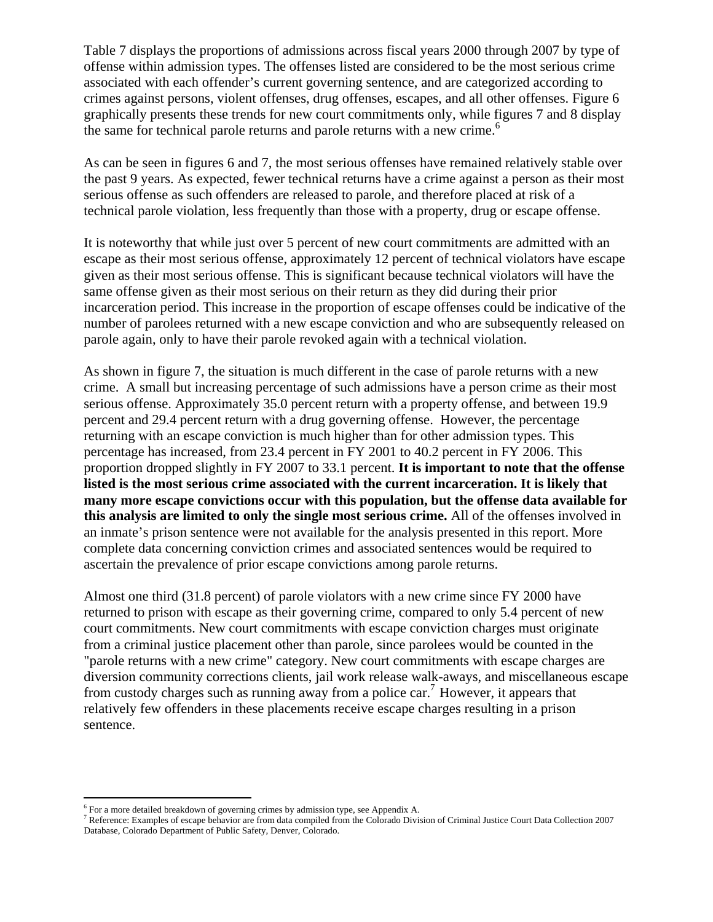Table 7 displays the proportions of admissions across fiscal years 2000 through 2007 by type of offense within admission types. The offenses listed are considered to be the most serious crime associated with each offender's current governing sentence, and are categorized according to crimes against persons, violent offenses, drug offenses, escapes, and all other offenses. Figure 6 graphically presents these trends for new court commitments only, while figures 7 and 8 display the same for technical parole returns and parole returns with a new crime.[6]

As can be seen in figures 6 and 7, the most serious offenses have remained relatively stable over the past 9 years. As expected, fewer technical returns have a crime against a person as their most serious offense as such offenders are released to parole, and therefore placed at risk of a technical parole violation, less frequently than those with a property, drug or escape offense.

It is noteworthy that while just over 5 percent of new court commitments are admitted with an escape as their most serious offense, approximately 12 percent of technical violators have escape given as their most serious offense. This is significant because technical violators will have the same offense given as their most serious on their return as they did during their prior incarceration period. This increase in the proportion of escape offenses could be indicative of the number of parolees returned with a new escape conviction and who are subsequently released on parole again, only to have their parole revoked again with a technical violation.

As shown in figure 7, the situation is much different in the case of parole returns with a new crime. A small but increasing percentage of such admissions have a person crime as their most serious offense. Approximately 35.0 percent return with a property offense, and between 19.9 percent and 29.4 percent return with a drug governing offense. However, the percentage returning with an escape conviction is much higher than for other admission types. This percentage has increased, from 23.4 percent in FY 2001 to 40.2 percent in FY 2006. This proportion dropped slightly in FY 2007 to 33.1 percent. **It is important to note that the offense listed is the most serious crime associated with the current incarceration. It is likely that many more escape convictions occur with this population, but the offense data available for this analysis are limited to only the single most serious crime.** All of the offenses involved in an inmate's prison sentence were not available for the analysis presented in this report. More complete data concerning conviction crimes and associated sentences would be required to ascertain the prevalence of prior escape convictions among parole returns.

Almost one third (31.8 percent) of parole violators with a new crime since FY 2000 have returned to prison with escape as their governing crime, compared to only 5.4 percent of new court commitments. New court commitments with escape conviction charges must originate from a criminal justice placement other than parole, since parolees would be counted in the "parole returns with a new crime" category. New court commitments with escape charges are diversion community corrections clients, jail work release walk-aways, and miscellaneous escape from custody charges such as running away from a police car.[7] However, it appears that relatively few offenders in these placements receive escape charges resulting in a prison sentence.

---

[6] For a more detailed breakdown of governing crimes by admission type, see Appendix A.

[7] Reference: Examples of escape behavior are from data compiled from the Colorado Division of Criminal Justice Court Data Collection 2007 Database, Colorado Department of Public Safety, Denver, Colorado.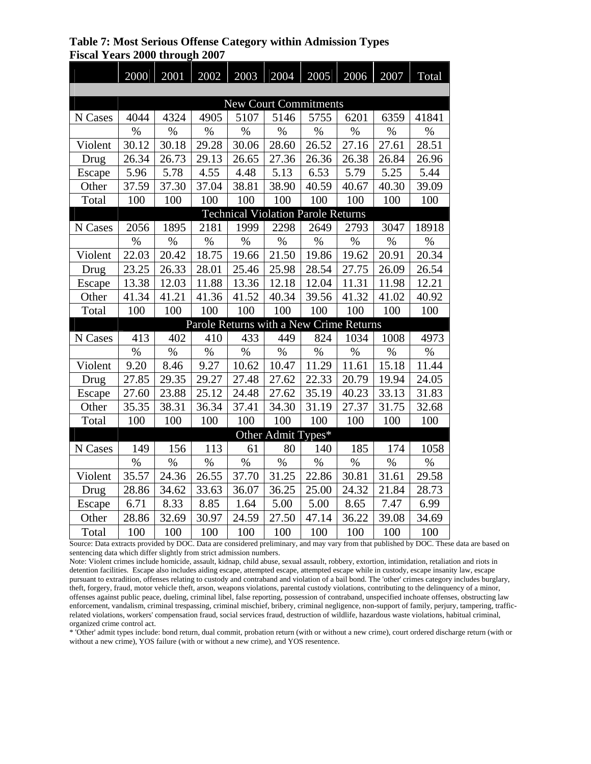**Table 7: Most Serious Offense Category within Admission Types**
**Fiscal Years 2000 through 2007**

| | 2000 | 2001 | 2002 | 2003 | 2004 | 2005 | 2006 | 2007 | Total |
|---|---|---|---|---|---|---|---|---|---|
| | **New Court Commitments** | | | | | | | | |
| N Cases | 4044 | 4324 | 4905 | 5107 | 5146 | 5755 | 6201 | 6359 | 41841 |
| | % | % | % | % | % | % | % | % | % |
| Violent | 30.12 | 30.18 | 29.28 | 30.06 | 28.60 | 26.52 | 27.16 | 27.61 | 28.51 |
| Drug | 26.34 | 26.73 | 29.13 | 26.65 | 27.36 | 26.36 | 26.38 | 26.84 | 26.96 |
| Escape | 5.96 | 5.78 | 4.55 | 4.48 | 5.13 | 6.53 | 5.79 | 5.25 | 5.44 |
| Other | 37.59 | 37.30 | 37.04 | 38.81 | 38.90 | 40.59 | 40.67 | 40.30 | 39.09 |
| Total | 100 | 100 | 100 | 100 | 100 | 100 | 100 | 100 | 100 |
| | **Technical Violation Parole Returns** | | | | | | | | |
| N Cases | 2056 | 1895 | 2181 | 1999 | 2298 | 2649 | 2793 | 3047 | 18918 |
| | % | % | % | % | % | % | % | % | % |
| Violent | 22.03 | 20.42 | 18.75 | 19.66 | 21.50 | 19.86 | 19.62 | 20.91 | 20.34 |
| Drug | 23.25 | 26.33 | 28.01 | 25.46 | 25.98 | 28.54 | 27.75 | 26.09 | 26.54 |
| Escape | 13.38 | 12.03 | 11.88 | 13.36 | 12.18 | 12.04 | 11.31 | 11.98 | 12.21 |
| Other | 41.34 | 41.21 | 41.36 | 41.52 | 40.34 | 39.56 | 41.32 | 41.02 | 40.92 |
| Total | 100 | 100 | 100 | 100 | 100 | 100 | 100 | 100 | 100 |
| | **Parole Returns with a New Crime Returns** | | | | | | | | |
| N Cases | 413 | 402 | 410 | 433 | 449 | 824 | 1034 | 1008 | 4973 |
| | % | % | % | % | % | % | % | % | % |
| Violent | 9.20 | 8.46 | 9.27 | 10.62 | 10.47 | 11.29 | 11.61 | 15.18 | 11.44 |
| Drug | 27.85 | 29.35 | 29.27 | 27.48 | 27.62 | 22.33 | 20.79 | 19.94 | 24.05 |
| Escape | 27.60 | 23.88 | 25.12 | 24.48 | 27.62 | 35.19 | 40.23 | 33.13 | 31.83 |
| Other | 35.35 | 38.31 | 36.34 | 37.41 | 34.30 | 31.19 | 27.37 | 31.75 | 32.68 |
| Total | 100 | 100 | 100 | 100 | 100 | 100 | 100 | 100 | 100 |
| | **Other Admit Types*** | | | | | | | | |
| N Cases | 149 | 156 | 113 | 61 | 80 | 140 | 185 | 174 | 1058 |
| | % | % | % | % | % | % | % | % | % |
| Violent | 35.57 | 24.36 | 26.55 | 37.70 | 31.25 | 22.86 | 30.81 | 31.61 | 29.58 |
| Drug | 28.86 | 34.62 | 33.63 | 36.07 | 36.25 | 25.00 | 24.32 | 21.84 | 28.73 |
| Escape | 6.71 | 8.33 | 8.85 | 1.64 | 5.00 | 5.00 | 8.65 | 7.47 | 6.99 |
| Other | 28.86 | 32.69 | 30.97 | 24.59 | 27.50 | 47.14 | 36.22 | 39.08 | 34.69 |
| Total | 100 | 100 | 100 | 100 | 100 | 100 | 100 | 100 | 100 |

Source: Data extracts provided by DOC. Data are considered preliminary, and may vary from that published by DOC. These data are based on sentencing data which differ slightly from strict admission numbers.

Note: Violent crimes include homicide, assault, kidnap, child abuse, sexual assault, robbery, extortion, intimidation, retaliation and riots in detention facilities. Escape also includes aiding escape, attempted escape, attempted escape while in custody, escape insanity law, escape pursuant to extradition, offenses relating to custody and contraband and violation of a bail bond. The 'other' crimes category includes burglary, theft, forgery, fraud, motor vehicle theft, arson, weapons violations, parental custody violations, contributing to the delinquency of a minor, offenses against public peace, dueling, criminal libel, false reporting, possession of contraband, unspecified inchoate offenses, obstructing law enforcement, vandalism, criminal trespassing, criminal mischief, bribery, criminal negligence, non-support of family, perjury, tampering, traffic-related violations, workers' compensation fraud, social services fraud, destruction of wildlife, hazardous waste violations, habitual criminal, organized crime control act.

* 'Other' admit types include: bond return, dual commit, probation return (with or without a new crime), court ordered discharge return (with or without a new crime), YOS failure (with or without a new crime), and YOS resentence.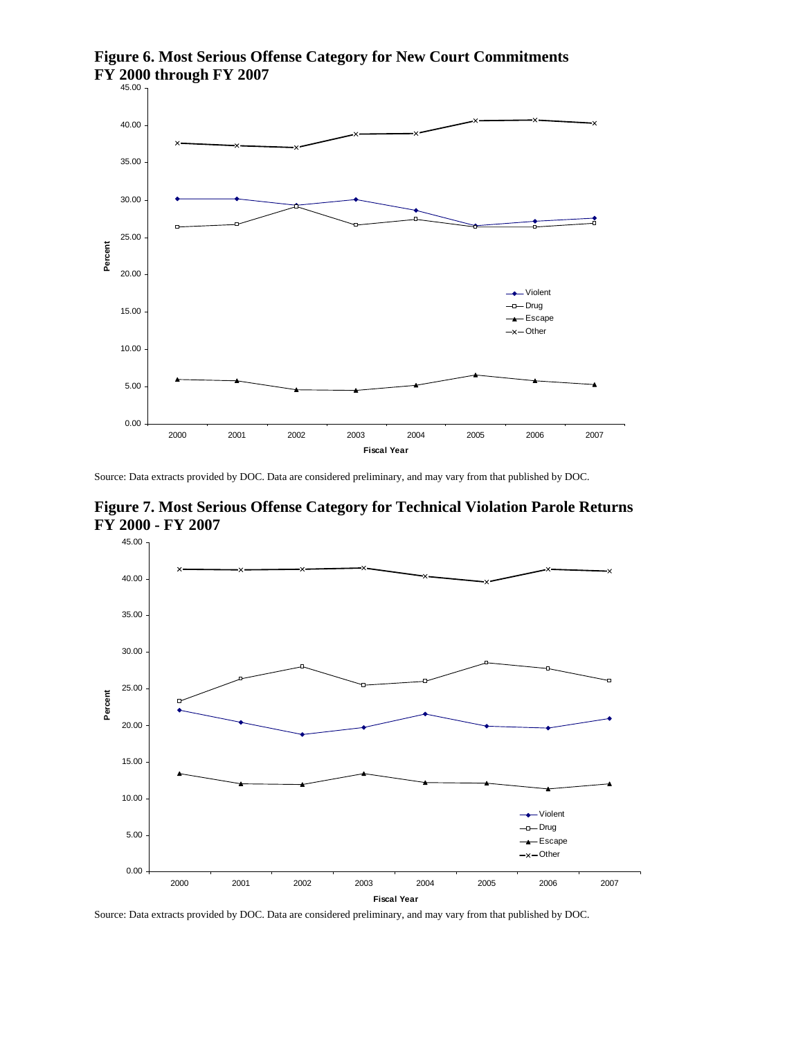**Figure 6. Most Serious Offense Category for New Court Commitments FY 2000 through FY 2007**

Source: Data extracts provided by DOC. Data are considered preliminary, and may vary from that published by DOC.

**Figure 7. Most Serious Offense Category for Technical Violation Parole Returns FY 2000 - FY 2007**

Source: Data extracts provided by DOC. Data are considered preliminary, and may vary from that published by DOC.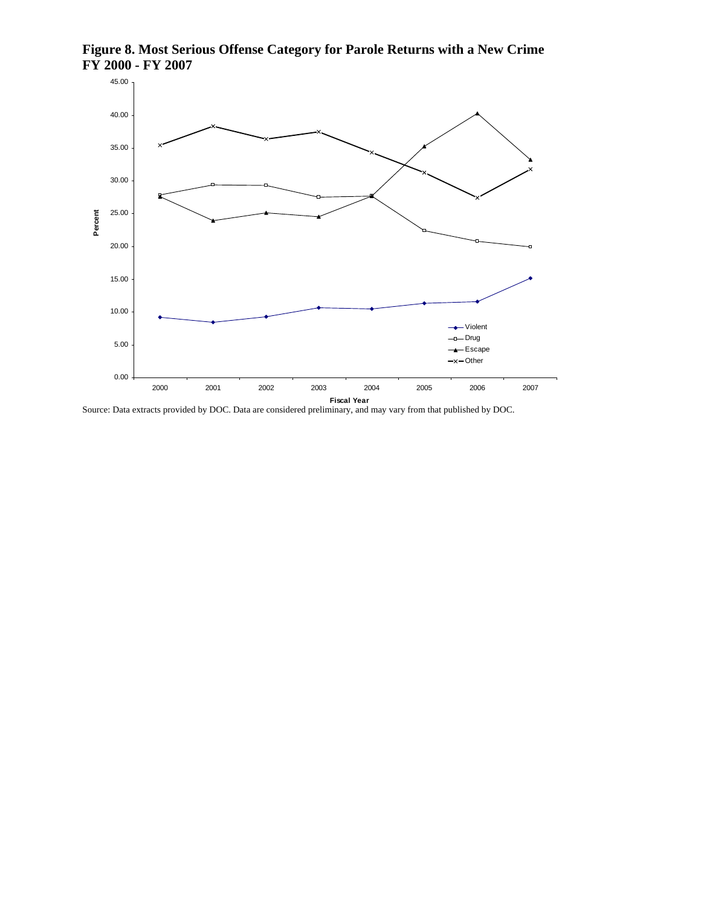**Figure 8. Most Serious Offense Category for Parole Returns with a New Crime FY 2000 - FY 2007**

45.00
40.00
35.00
30.00
25.00
20.00
15.00
10.00
5.00
0.00

Percent

2000 2001 2002 2003 2004 2005 2006 2007

Fiscal Year

Violent
Drug
Escape
Other

Source: Data extracts provided by DOC. Data are considered preliminary, and may vary from that published by DOC.